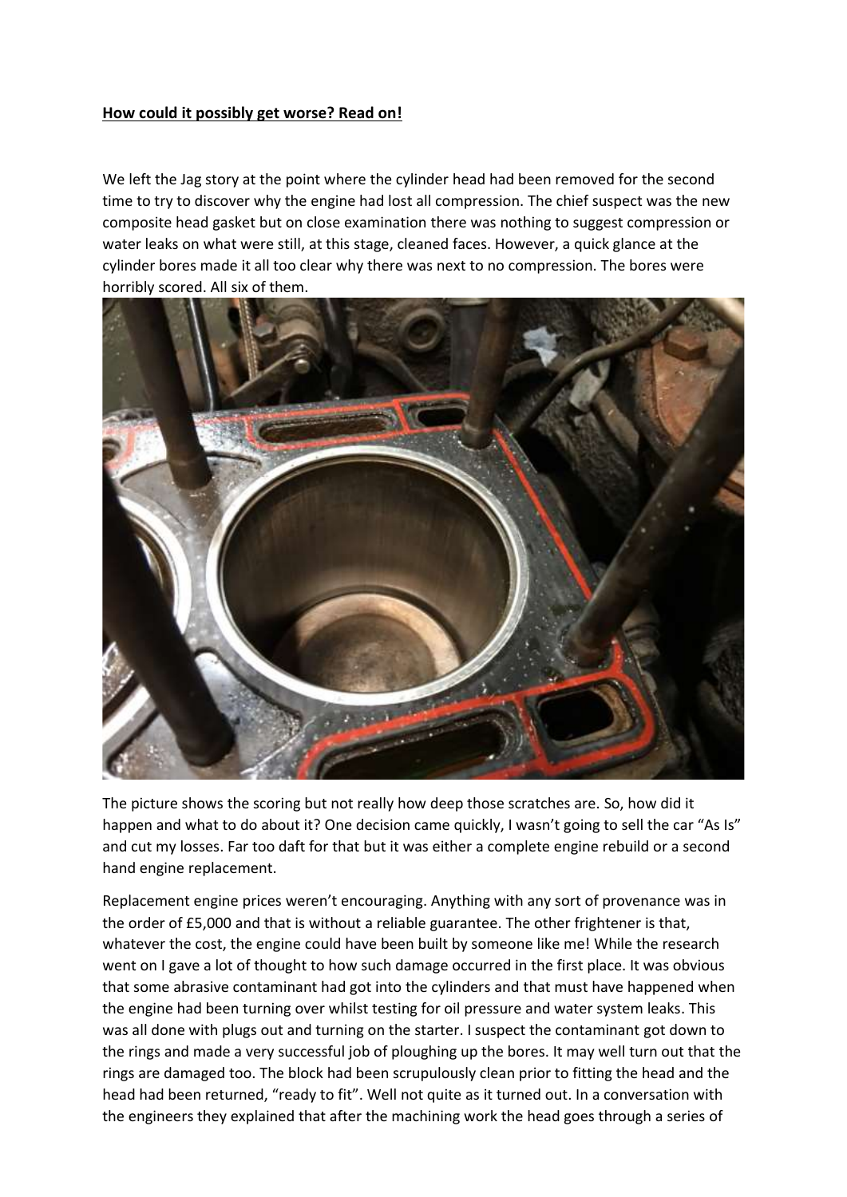**How could it possibly get worse? Read on!**

We left the Jag story at the point where the cylinder head had been removed for the second time to try to discover why the engine had lost all compression. The chief suspect was the new composite head gasket but on close examination there was nothing to suggest compression or water leaks on what were still, at this stage, cleaned faces. However, a quick glance at the cylinder bores made it all too clear why there was next to no compression. The bores were horribly scored. All six of them.

The picture shows the scoring but not really how deep those scratches are. So, how did it happen and what to do about it? One decision came quickly, I wasn't going to sell the car "As Is" and cut my losses. Far too daft for that but it was either a complete engine rebuild or a second hand engine replacement.

Replacement engine prices weren't encouraging. Anything with any sort of provenance was in the order of £5,000 and that is without a reliable guarantee. The other frightener is that, whatever the cost, the engine could have been built by someone like me! While the research went on I gave a lot of thought to how such damage occurred in the first place. It was obvious that some abrasive contaminant had got into the cylinders and that must have happened when the engine had been turning over whilst testing for oil pressure and water system leaks. This was all done with plugs out and turning on the starter. I suspect the contaminant got down to the rings and made a very successful job of ploughing up the bores. It may well turn out that the rings are damaged too. The block had been scrupulously clean prior to fitting the head and the head had been returned, "ready to fit". Well not quite as it turned out. In a conversation with the engineers they explained that after the machining work the head goes through a series of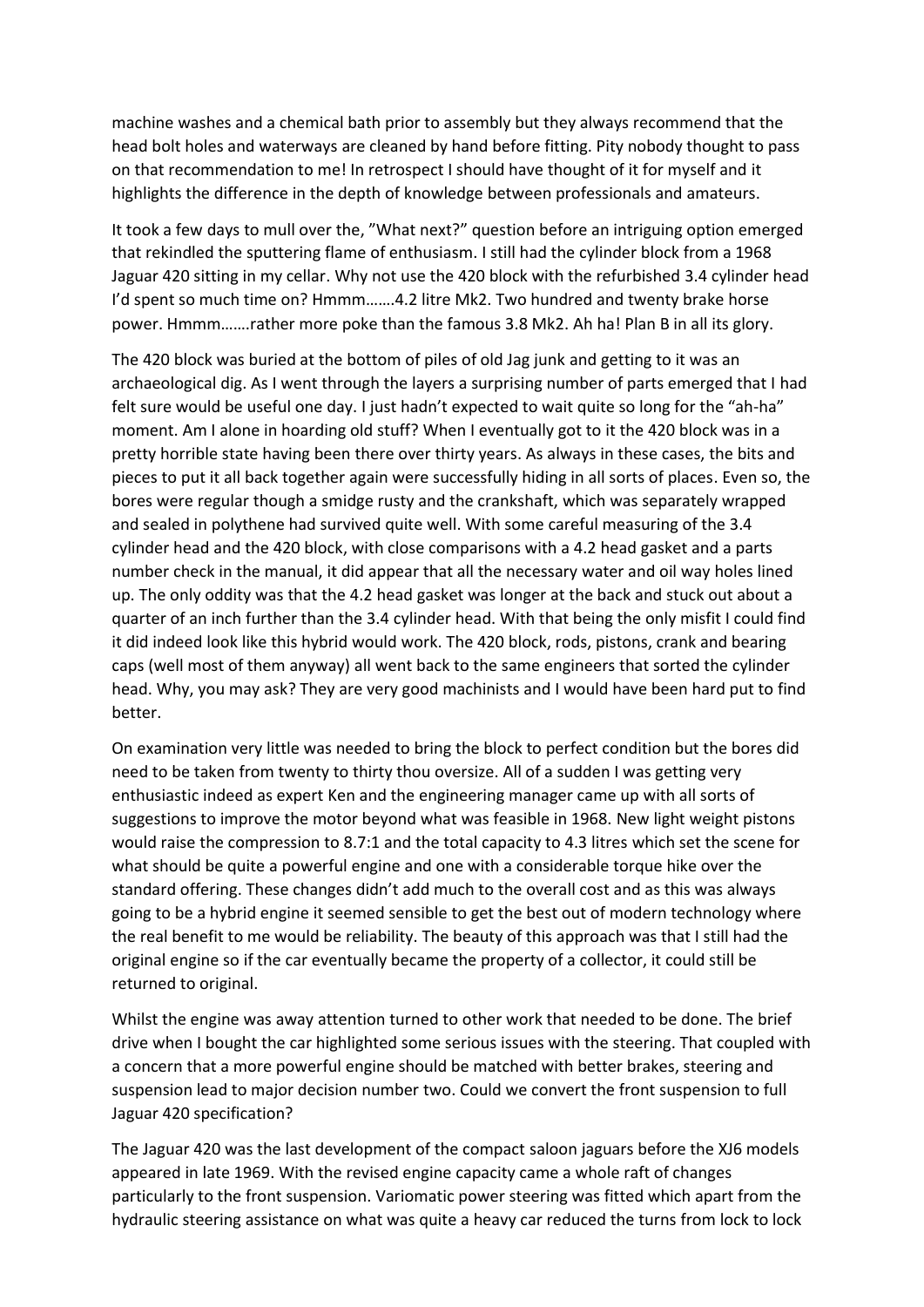machine washes and a chemical bath prior to assembly but they always recommend that the head bolt holes and waterways are cleaned by hand before fitting. Pity nobody thought to pass on that recommendation to me! In retrospect I should have thought of it for myself and it highlights the difference in the depth of knowledge between professionals and amateurs.

It took a few days to mull over the, "What next?" question before an intriguing option emerged that rekindled the sputtering flame of enthusiasm. I still had the cylinder block from a 1968 Jaguar 420 sitting in my cellar. Why not use the 420 block with the refurbished 3.4 cylinder head I'd spent so much time on? Hmmm…….4.2 litre Mk2. Two hundred and twenty brake horse power. Hmmm…….rather more poke than the famous 3.8 Mk2. Ah ha! Plan B in all its glory.

The 420 block was buried at the bottom of piles of old Jag junk and getting to it was an archaeological dig. As I went through the layers a surprising number of parts emerged that I had felt sure would be useful one day. I just hadn't expected to wait quite so long for the "ah-ha" moment. Am I alone in hoarding old stuff? When I eventually got to it the 420 block was in a pretty horrible state having been there over thirty years. As always in these cases, the bits and pieces to put it all back together again were successfully hiding in all sorts of places. Even so, the bores were regular though a smidge rusty and the crankshaft, which was separately wrapped and sealed in polythene had survived quite well. With some careful measuring of the 3.4 cylinder head and the 420 block, with close comparisons with a 4.2 head gasket and a parts number check in the manual, it did appear that all the necessary water and oil way holes lined up. The only oddity was that the 4.2 head gasket was longer at the back and stuck out about a quarter of an inch further than the 3.4 cylinder head. With that being the only misfit I could find it did indeed look like this hybrid would work. The 420 block, rods, pistons, crank and bearing caps (well most of them anyway) all went back to the same engineers that sorted the cylinder head. Why, you may ask? They are very good machinists and I would have been hard put to find better.

On examination very little was needed to bring the block to perfect condition but the bores did need to be taken from twenty to thirty thou oversize. All of a sudden I was getting very enthusiastic indeed as expert Ken and the engineering manager came up with all sorts of suggestions to improve the motor beyond what was feasible in 1968. New light weight pistons would raise the compression to 8.7:1 and the total capacity to 4.3 litres which set the scene for what should be quite a powerful engine and one with a considerable torque hike over the standard offering. These changes didn't add much to the overall cost and as this was always going to be a hybrid engine it seemed sensible to get the best out of modern technology where the real benefit to me would be reliability. The beauty of this approach was that I still had the original engine so if the car eventually became the property of a collector, it could still be returned to original.

Whilst the engine was away attention turned to other work that needed to be done. The brief drive when I bought the car highlighted some serious issues with the steering. That coupled with a concern that a more powerful engine should be matched with better brakes, steering and suspension lead to major decision number two. Could we convert the front suspension to full Jaguar 420 specification?

The Jaguar 420 was the last development of the compact saloon jaguars before the XJ6 models appeared in late 1969. With the revised engine capacity came a whole raft of changes particularly to the front suspension. Variomatic power steering was fitted which apart from the hydraulic steering assistance on what was quite a heavy car reduced the turns from lock to lock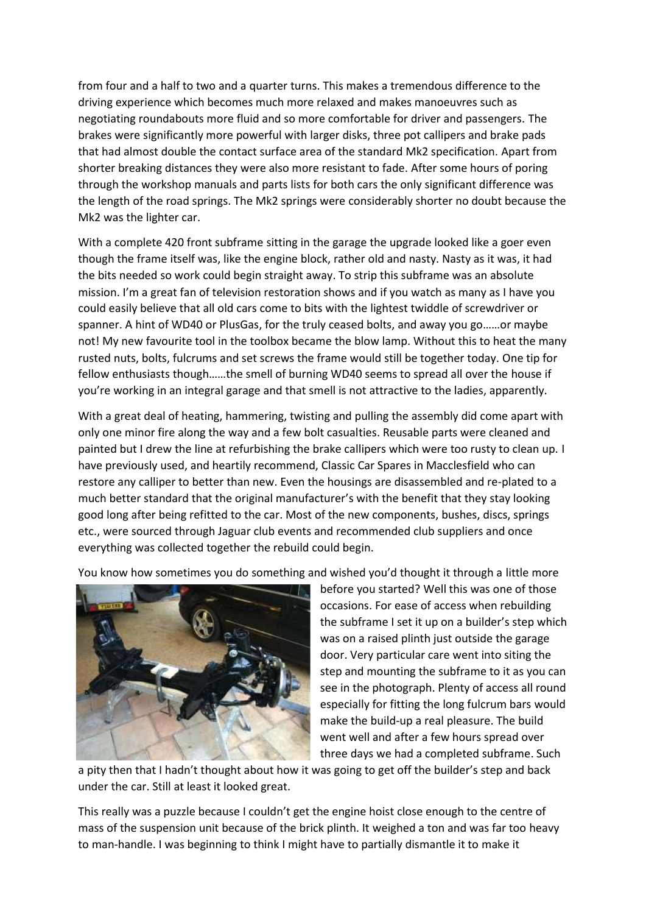from four and a half to two and a quarter turns. This makes a tremendous difference to the driving experience which becomes much more relaxed and makes manoeuvres such as negotiating roundabouts more fluid and so more comfortable for driver and passengers. The brakes were significantly more powerful with larger disks, three pot callipers and brake pads that had almost double the contact surface area of the standard Mk2 specification. Apart from shorter breaking distances they were also more resistant to fade. After some hours of poring through the workshop manuals and parts lists for both cars the only significant difference was the length of the road springs. The Mk2 springs were considerably shorter no doubt because the Mk2 was the lighter car.

With a complete 420 front subframe sitting in the garage the upgrade looked like a goer even though the frame itself was, like the engine block, rather old and nasty. Nasty as it was, it had the bits needed so work could begin straight away. To strip this subframe was an absolute mission. I'm a great fan of television restoration shows and if you watch as many as I have you could easily believe that all old cars come to bits with the lightest twiddle of screwdriver or spanner. A hint of WD40 or PlusGas, for the truly ceased bolts, and away you go……or maybe not! My new favourite tool in the toolbox became the blow lamp. Without this to heat the many rusted nuts, bolts, fulcrums and set screws the frame would still be together today. One tip for fellow enthusiasts though……the smell of burning WD40 seems to spread all over the house if you're working in an integral garage and that smell is not attractive to the ladies, apparently.

With a great deal of heating, hammering, twisting and pulling the assembly did come apart with only one minor fire along the way and a few bolt casualties. Reusable parts were cleaned and painted but I drew the line at refurbishing the brake callipers which were too rusty to clean up. I have previously used, and heartily recommend, Classic Car Spares in Macclesfield who can restore any calliper to better than new. Even the housings are disassembled and re-plated to a much better standard that the original manufacturer's with the benefit that they stay looking good long after being refitted to the car. Most of the new components, bushes, discs, springs etc., were sourced through Jaguar club events and recommended club suppliers and once everything was collected together the rebuild could begin.

You know how sometimes you do something and wished you'd thought it through a little more before you started? Well this was one of those occasions. For ease of access when rebuilding the subframe I set it up on a builder's step which was on a raised plinth just outside the garage door. Very particular care went into siting the step and mounting the subframe to it as you can see in the photograph. Plenty of access all round especially for fitting the long fulcrum bars would make the build-up a real pleasure. The build went well and after a few hours spread over three days we had a completed subframe. Such a pity then that I hadn't thought about how it was going to get off the builder's step and back under the car. Still at least it looked great.

This really was a puzzle because I couldn't get the engine hoist close enough to the centre of mass of the suspension unit because of the brick plinth. It weighed a ton and was far too heavy to man-handle. I was beginning to think I might have to partially dismantle it to make it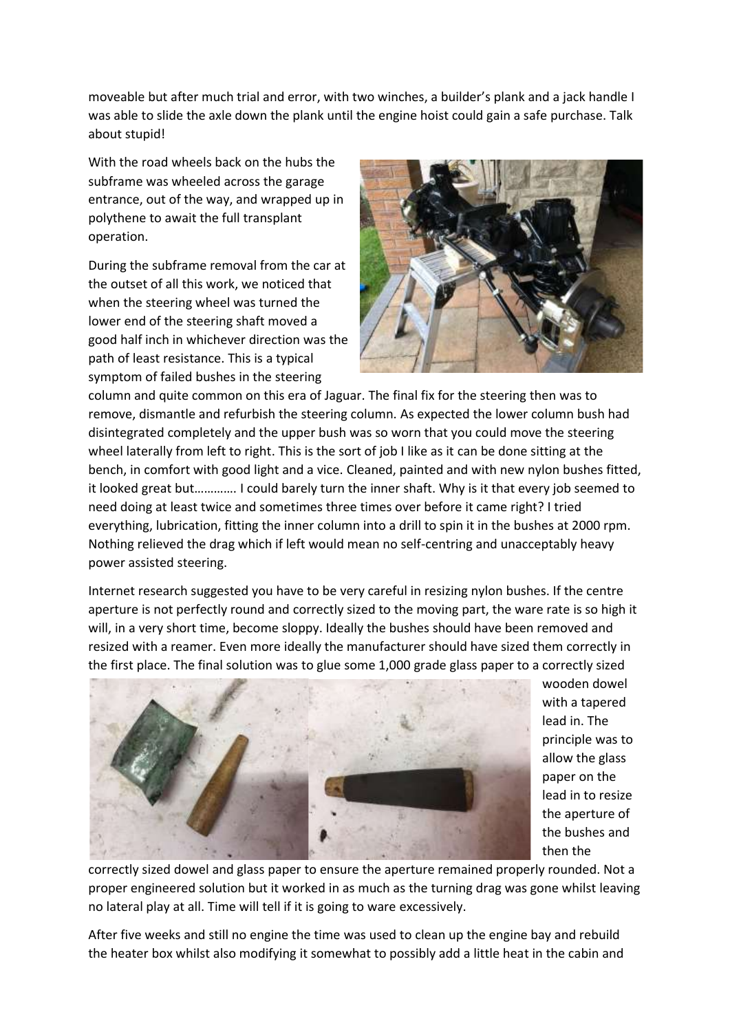moveable but after much trial and error, with two winches, a builder's plank and a jack handle I was able to slide the axle down the plank until the engine hoist could gain a safe purchase. Talk about stupid!

With the road wheels back on the hubs the subframe was wheeled across the garage entrance, out of the way, and wrapped up in polythene to await the full transplant operation.

During the subframe removal from the car at the outset of all this work, we noticed that when the steering wheel was turned the lower end of the steering shaft moved a good half inch in whichever direction was the path of least resistance. This is a typical symptom of failed bushes in the steering column and quite common on this era of Jaguar. The final fix for the steering then was to remove, dismantle and refurbish the steering column. As expected the lower column bush had disintegrated completely and the upper bush was so worn that you could move the steering wheel laterally from left to right. This is the sort of job I like as it can be done sitting at the bench, in comfort with good light and a vice. Cleaned, painted and with new nylon bushes fitted, it looked great but…………. I could barely turn the inner shaft. Why is it that every job seemed to need doing at least twice and sometimes three times over before it came right? I tried everything, lubrication, fitting the inner column into a drill to spin it in the bushes at 2000 rpm. Nothing relieved the drag which if left would mean no self-centring and unacceptably heavy power assisted steering.

Internet research suggested you have to be very careful in resizing nylon bushes. If the centre aperture is not perfectly round and correctly sized to the moving part, the ware rate is so high it will, in a very short time, become sloppy. Ideally the bushes should have been removed and resized with a reamer. Even more ideally the manufacturer should have sized them correctly in the first place. The final solution was to glue some 1,000 grade glass paper to a correctly sized wooden dowel with a tapered lead in. The principle was to allow the glass paper on the lead in to resize the aperture of the bushes and then the correctly sized dowel and glass paper to ensure the aperture remained properly rounded. Not a proper engineered solution but it worked in as much as the turning drag was gone whilst leaving no lateral play at all. Time will tell if it is going to ware excessively.

After five weeks and still no engine the time was used to clean up the engine bay and rebuild the heater box whilst also modifying it somewhat to possibly add a little heat in the cabin and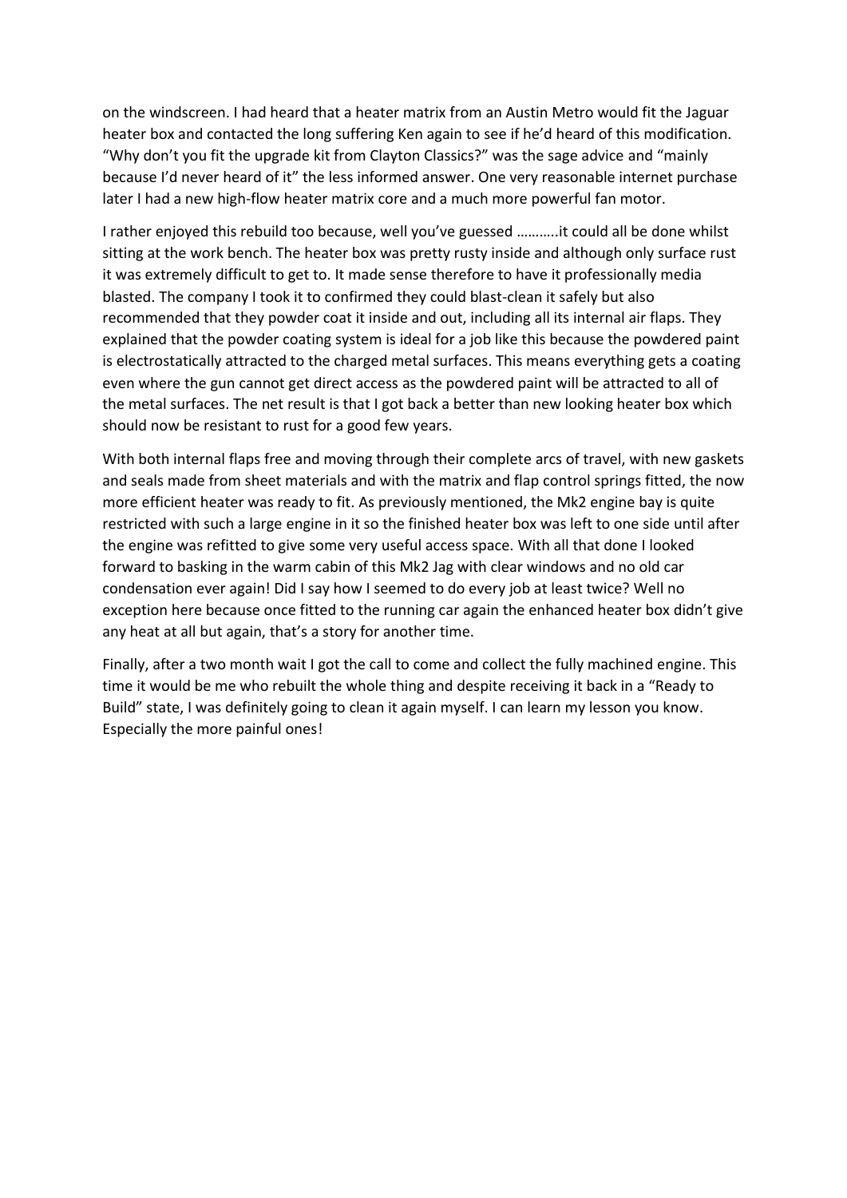on the windscreen. I had heard that a heater matrix from an Austin Metro would fit the Jaguar heater box and contacted the long suffering Ken again to see if he'd heard of this modification. "Why don't you fit the upgrade kit from Clayton Classics?" was the sage advice and "mainly because I'd never heard of it" the less informed answer. One very reasonable internet purchase later I had a new high-flow heater matrix core and a much more powerful fan motor.

I rather enjoyed this rebuild too because, well you've guessed ………..it could all be done whilst sitting at the work bench. The heater box was pretty rusty inside and although only surface rust it was extremely difficult to get to. It made sense therefore to have it professionally media blasted. The company I took it to confirmed they could blast-clean it safely but also recommended that they powder coat it inside and out, including all its internal air flaps. They explained that the powder coating system is ideal for a job like this because the powdered paint is electrostatically attracted to the charged metal surfaces. This means everything gets a coating even where the gun cannot get direct access as the powdered paint will be attracted to all of the metal surfaces. The net result is that I got back a better than new looking heater box which should now be resistant to rust for a good few years.

With both internal flaps free and moving through their complete arcs of travel, with new gaskets and seals made from sheet materials and with the matrix and flap control springs fitted, the now more efficient heater was ready to fit. As previously mentioned, the Mk2 engine bay is quite restricted with such a large engine in it so the finished heater box was left to one side until after the engine was refitted to give some very useful access space. With all that done I looked forward to basking in the warm cabin of this Mk2 Jag with clear windows and no old car condensation ever again! Did I say how I seemed to do every job at least twice? Well no exception here because once fitted to the running car again the enhanced heater box didn't give any heat at all but again, that's a story for another time.

Finally, after a two month wait I got the call to come and collect the fully machined engine. This time it would be me who rebuilt the whole thing and despite receiving it back in a "Ready to Build" state, I was definitely going to clean it again myself. I can learn my lesson you know. Especially the more painful ones!